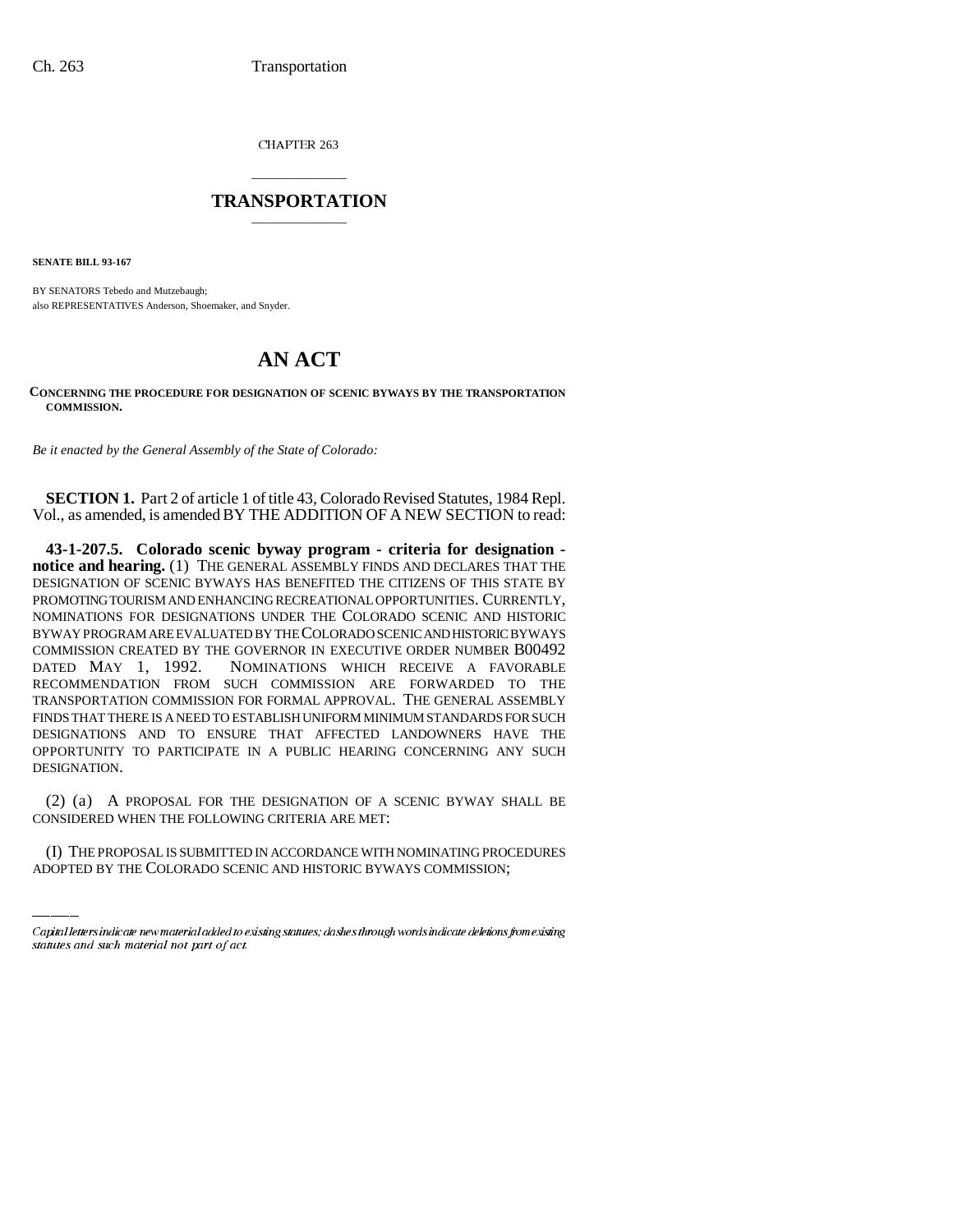CHAPTER 263

# TRANSPORTATION

**SENATE BILL 93-167**

BY SENATORS Tebedo and Mutzebaugh;
also REPRESENTATIVES Anderson, Shoemaker, and Snyder.

# AN ACT

**CONCERNING THE PROCEDURE FOR DESIGNATION OF SCENIC BYWAYS BY THE TRANSPORTATION COMMISSION.**

*Be it enacted by the General Assembly of the State of Colorado:*

**SECTION 1.** Part 2 of article 1 of title 43, Colorado Revised Statutes, 1984 Repl. Vol., as amended, is amended BY THE ADDITION OF A NEW SECTION to read:

**43-1-207.5. Colorado scenic byway program - criteria for designation - notice and hearing.** (1) THE GENERAL ASSEMBLY FINDS AND DECLARES THAT THE DESIGNATION OF SCENIC BYWAYS HAS BENEFITED THE CITIZENS OF THIS STATE BY PROMOTING TOURISM AND ENHANCING RECREATIONAL OPPORTUNITIES. CURRENTLY, NOMINATIONS FOR DESIGNATIONS UNDER THE COLORADO SCENIC AND HISTORIC BYWAY PROGRAM ARE EVALUATED BY THE COLORADO SCENIC AND HISTORIC BYWAYS COMMISSION CREATED BY THE GOVERNOR IN EXECUTIVE ORDER NUMBER B00492 DATED MAY 1, 1992. NOMINATIONS WHICH RECEIVE A FAVORABLE RECOMMENDATION FROM SUCH COMMISSION ARE FORWARDED TO THE TRANSPORTATION COMMISSION FOR FORMAL APPROVAL. THE GENERAL ASSEMBLY FINDS THAT THERE IS A NEED TO ESTABLISH UNIFORM MINIMUM STANDARDS FOR SUCH DESIGNATIONS AND TO ENSURE THAT AFFECTED LANDOWNERS HAVE THE OPPORTUNITY TO PARTICIPATE IN A PUBLIC HEARING CONCERNING ANY SUCH DESIGNATION.

(2) (a) A PROPOSAL FOR THE DESIGNATION OF A SCENIC BYWAY SHALL BE CONSIDERED WHEN THE FOLLOWING CRITERIA ARE MET:

(I) THE PROPOSAL IS SUBMITTED IN ACCORDANCE WITH NOMINATING PROCEDURES ADOPTED BY THE COLORADO SCENIC AND HISTORIC BYWAYS COMMISSION;

Capital letters indicate new material added to existing statutes; dashes through words indicate deletions from existing statutes and such material not part of act.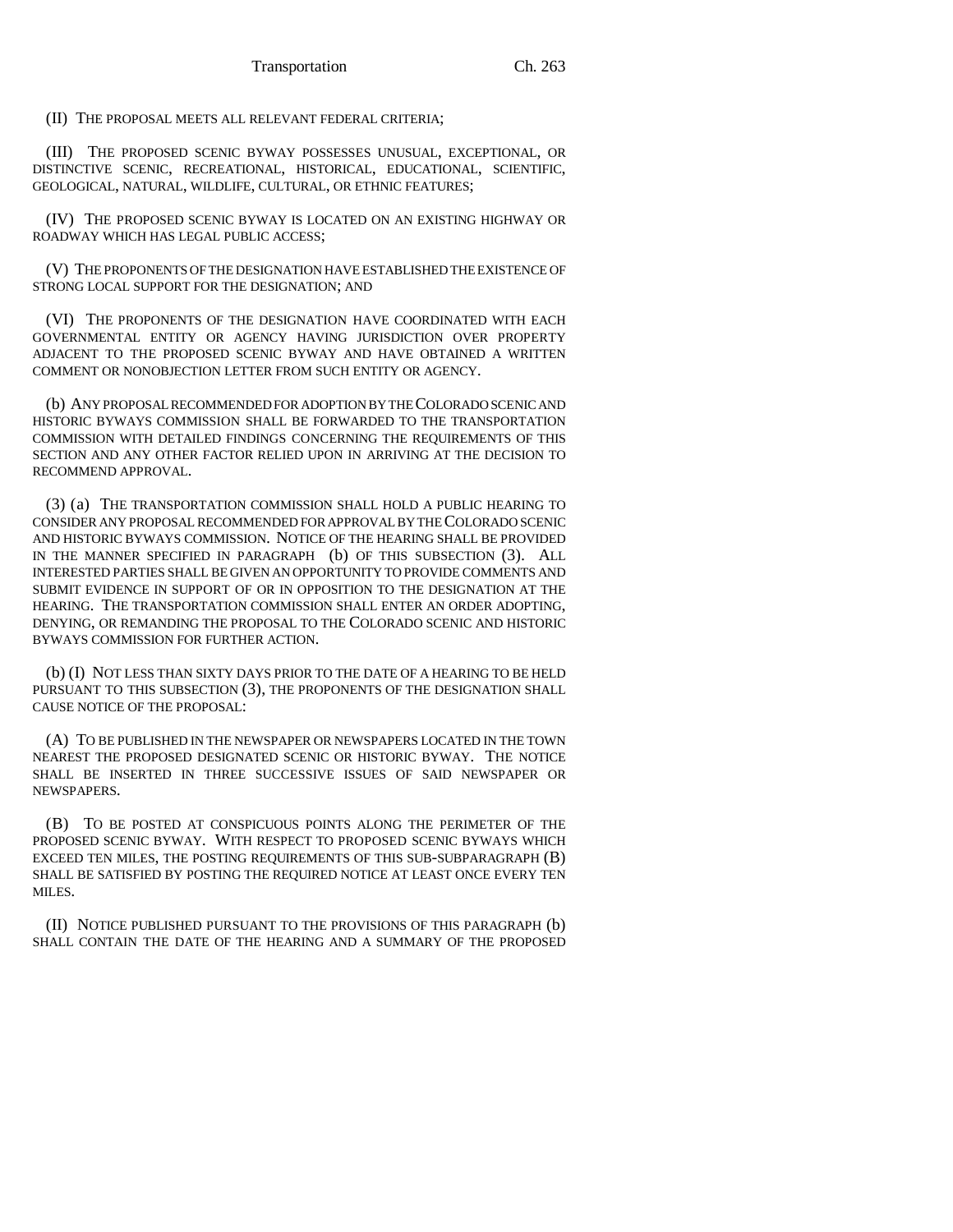(II) THE PROPOSAL MEETS ALL RELEVANT FEDERAL CRITERIA;

(III) THE PROPOSED SCENIC BYWAY POSSESSES UNUSUAL, EXCEPTIONAL, OR DISTINCTIVE SCENIC, RECREATIONAL, HISTORICAL, EDUCATIONAL, SCIENTIFIC, GEOLOGICAL, NATURAL, WILDLIFE, CULTURAL, OR ETHNIC FEATURES;

(IV) THE PROPOSED SCENIC BYWAY IS LOCATED ON AN EXISTING HIGHWAY OR ROADWAY WHICH HAS LEGAL PUBLIC ACCESS;

(V) THE PROPONENTS OF THE DESIGNATION HAVE ESTABLISHED THE EXISTENCE OF STRONG LOCAL SUPPORT FOR THE DESIGNATION; AND

(VI) THE PROPONENTS OF THE DESIGNATION HAVE COORDINATED WITH EACH GOVERNMENTAL ENTITY OR AGENCY HAVING JURISDICTION OVER PROPERTY ADJACENT TO THE PROPOSED SCENIC BYWAY AND HAVE OBTAINED A WRITTEN COMMENT OR NONOBJECTION LETTER FROM SUCH ENTITY OR AGENCY.

(b) ANY PROPOSAL RECOMMENDED FOR ADOPTION BY THE COLORADO SCENIC AND HISTORIC BYWAYS COMMISSION SHALL BE FORWARDED TO THE TRANSPORTATION COMMISSION WITH DETAILED FINDINGS CONCERNING THE REQUIREMENTS OF THIS SECTION AND ANY OTHER FACTOR RELIED UPON IN ARRIVING AT THE DECISION TO RECOMMEND APPROVAL.

(3) (a) THE TRANSPORTATION COMMISSION SHALL HOLD A PUBLIC HEARING TO CONSIDER ANY PROPOSAL RECOMMENDED FOR APPROVAL BY THE COLORADO SCENIC AND HISTORIC BYWAYS COMMISSION. NOTICE OF THE HEARING SHALL BE PROVIDED IN THE MANNER SPECIFIED IN PARAGRAPH (b) OF THIS SUBSECTION (3). ALL INTERESTED PARTIES SHALL BE GIVEN AN OPPORTUNITY TO PROVIDE COMMENTS AND SUBMIT EVIDENCE IN SUPPORT OF OR IN OPPOSITION TO THE DESIGNATION AT THE HEARING. THE TRANSPORTATION COMMISSION SHALL ENTER AN ORDER ADOPTING, DENYING, OR REMANDING THE PROPOSAL TO THE COLORADO SCENIC AND HISTORIC BYWAYS COMMISSION FOR FURTHER ACTION.

(b) (I) NOT LESS THAN SIXTY DAYS PRIOR TO THE DATE OF A HEARING TO BE HELD PURSUANT TO THIS SUBSECTION (3), THE PROPONENTS OF THE DESIGNATION SHALL CAUSE NOTICE OF THE PROPOSAL:

(A) TO BE PUBLISHED IN THE NEWSPAPER OR NEWSPAPERS LOCATED IN THE TOWN NEAREST THE PROPOSED DESIGNATED SCENIC OR HISTORIC BYWAY. THE NOTICE SHALL BE INSERTED IN THREE SUCCESSIVE ISSUES OF SAID NEWSPAPER OR NEWSPAPERS.

(B) TO BE POSTED AT CONSPICUOUS POINTS ALONG THE PERIMETER OF THE PROPOSED SCENIC BYWAY. WITH RESPECT TO PROPOSED SCENIC BYWAYS WHICH EXCEED TEN MILES, THE POSTING REQUIREMENTS OF THIS SUB-SUBPARAGRAPH (B) SHALL BE SATISFIED BY POSTING THE REQUIRED NOTICE AT LEAST ONCE EVERY TEN MILES.

(II) NOTICE PUBLISHED PURSUANT TO THE PROVISIONS OF THIS PARAGRAPH (b) SHALL CONTAIN THE DATE OF THE HEARING AND A SUMMARY OF THE PROPOSED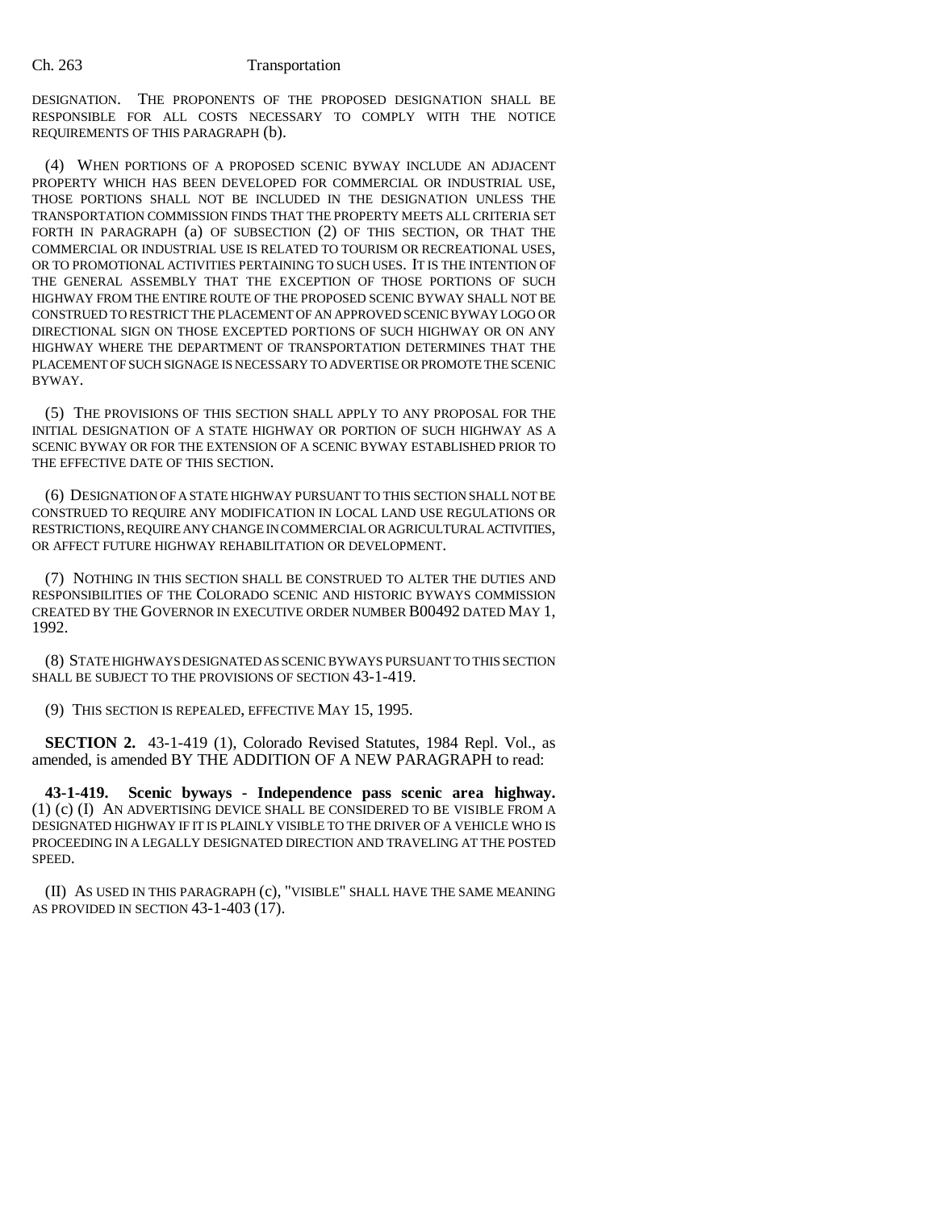DESIGNATION. THE PROPONENTS OF THE PROPOSED DESIGNATION SHALL BE RESPONSIBLE FOR ALL COSTS NECESSARY TO COMPLY WITH THE NOTICE REQUIREMENTS OF THIS PARAGRAPH (b).

(4) WHEN PORTIONS OF A PROPOSED SCENIC BYWAY INCLUDE AN ADJACENT PROPERTY WHICH HAS BEEN DEVELOPED FOR COMMERCIAL OR INDUSTRIAL USE, THOSE PORTIONS SHALL NOT BE INCLUDED IN THE DESIGNATION UNLESS THE TRANSPORTATION COMMISSION FINDS THAT THE PROPERTY MEETS ALL CRITERIA SET FORTH IN PARAGRAPH (a) OF SUBSECTION (2) OF THIS SECTION, OR THAT THE COMMERCIAL OR INDUSTRIAL USE IS RELATED TO TOURISM OR RECREATIONAL USES, OR TO PROMOTIONAL ACTIVITIES PERTAINING TO SUCH USES. IT IS THE INTENTION OF THE GENERAL ASSEMBLY THAT THE EXCEPTION OF THOSE PORTIONS OF SUCH HIGHWAY FROM THE ENTIRE ROUTE OF THE PROPOSED SCENIC BYWAY SHALL NOT BE CONSTRUED TO RESTRICT THE PLACEMENT OF AN APPROVED SCENIC BYWAY LOGO OR DIRECTIONAL SIGN ON THOSE EXCEPTED PORTIONS OF SUCH HIGHWAY OR ON ANY HIGHWAY WHERE THE DEPARTMENT OF TRANSPORTATION DETERMINES THAT THE PLACEMENT OF SUCH SIGNAGE IS NECESSARY TO ADVERTISE OR PROMOTE THE SCENIC BYWAY.

(5) THE PROVISIONS OF THIS SECTION SHALL APPLY TO ANY PROPOSAL FOR THE INITIAL DESIGNATION OF A STATE HIGHWAY OR PORTION OF SUCH HIGHWAY AS A SCENIC BYWAY OR FOR THE EXTENSION OF A SCENIC BYWAY ESTABLISHED PRIOR TO THE EFFECTIVE DATE OF THIS SECTION.

(6) DESIGNATION OF A STATE HIGHWAY PURSUANT TO THIS SECTION SHALL NOT BE CONSTRUED TO REQUIRE ANY MODIFICATION IN LOCAL LAND USE REGULATIONS OR RESTRICTIONS, REQUIRE ANY CHANGE IN COMMERCIAL OR AGRICULTURAL ACTIVITIES, OR AFFECT FUTURE HIGHWAY REHABILITATION OR DEVELOPMENT.

(7) NOTHING IN THIS SECTION SHALL BE CONSTRUED TO ALTER THE DUTIES AND RESPONSIBILITIES OF THE COLORADO SCENIC AND HISTORIC BYWAYS COMMISSION CREATED BY THE GOVERNOR IN EXECUTIVE ORDER NUMBER B00492 DATED MAY 1, 1992.

(8) STATE HIGHWAYS DESIGNATED AS SCENIC BYWAYS PURSUANT TO THIS SECTION SHALL BE SUBJECT TO THE PROVISIONS OF SECTION 43-1-419.

(9) THIS SECTION IS REPEALED, EFFECTIVE MAY 15, 1995.

**SECTION 2.** 43-1-419 (1), Colorado Revised Statutes, 1984 Repl. Vol., as amended, is amended BY THE ADDITION OF A NEW PARAGRAPH to read:

**43-1-419. Scenic byways - Independence pass scenic area highway.** (1) (c) (I) AN ADVERTISING DEVICE SHALL BE CONSIDERED TO BE VISIBLE FROM A DESIGNATED HIGHWAY IF IT IS PLAINLY VISIBLE TO THE DRIVER OF A VEHICLE WHO IS PROCEEDING IN A LEGALLY DESIGNATED DIRECTION AND TRAVELING AT THE POSTED SPEED.

(II) AS USED IN THIS PARAGRAPH (c), "VISIBLE" SHALL HAVE THE SAME MEANING AS PROVIDED IN SECTION 43-1-403 (17).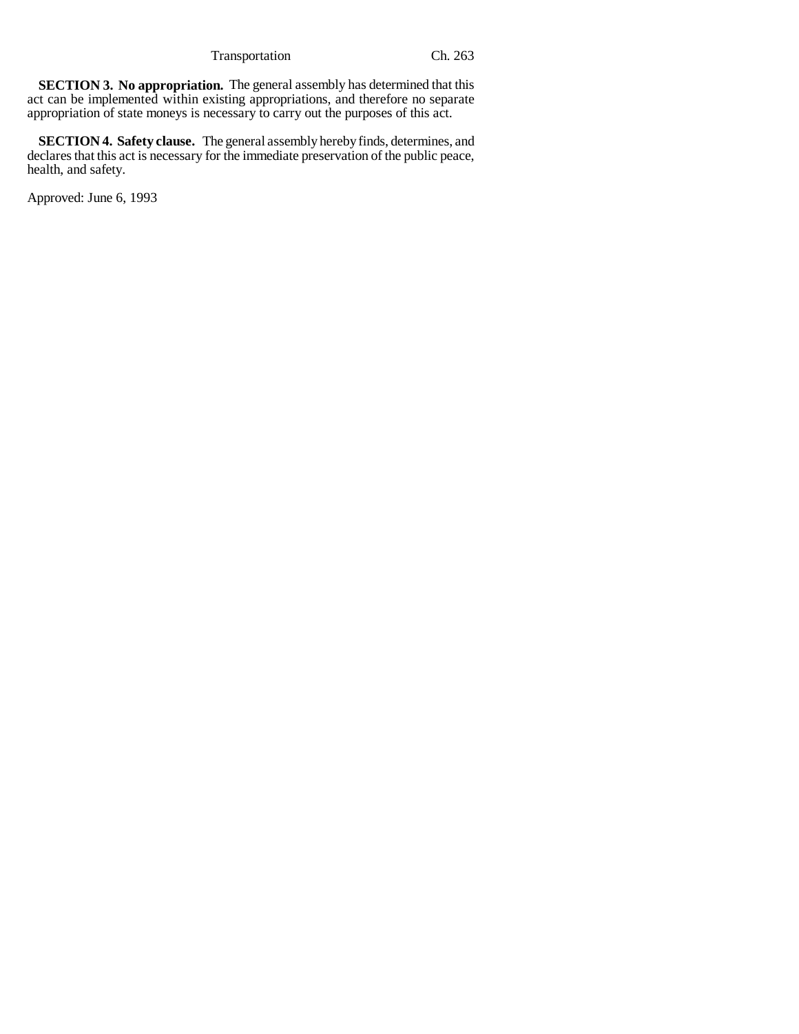**SECTION 3. No appropriation.** The general assembly has determined that this act can be implemented within existing appropriations, and therefore no separate appropriation of state moneys is necessary to carry out the purposes of this act.

**SECTION 4. Safety clause.** The general assembly hereby finds, determines, and declares that this act is necessary for the immediate preservation of the public peace, health, and safety.

Approved: June 6, 1993